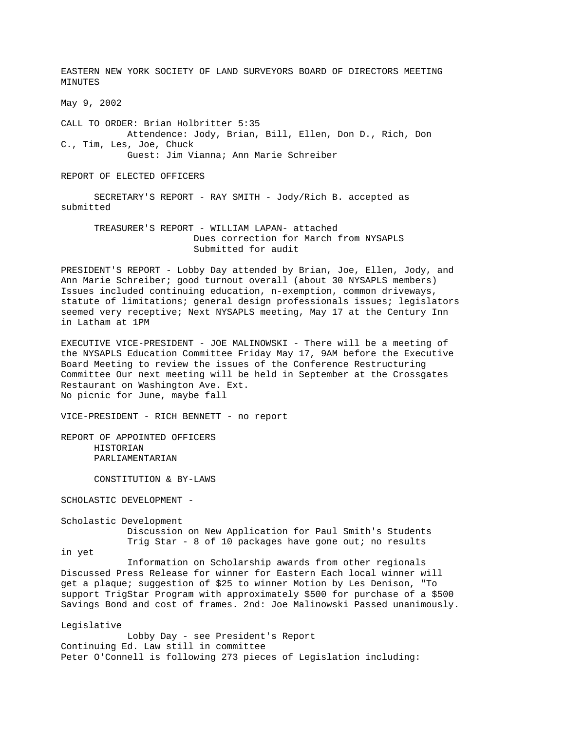# EASTERN NEW YORK SOCIETY OF LAND SURVEYORS BOARD OF DIRECTORS MEETING MINUTES

May 9, 2002

CALL TO ORDER: Brian Holbritter 5:35
Attendence: Jody, Brian, Bill, Ellen, Don D., Rich, Don C., Tim, Les, Joe, Chuck
Guest: Jim Vianna; Ann Marie Schreiber

## REPORT OF ELECTED OFFICERS

SECRETARY'S REPORT - RAY SMITH - Jody/Rich B. accepted as submitted

TREASURER'S REPORT - WILLIAM LAPAN- attached
Dues correction for March from NYSAPLS
Submitted for audit

PRESIDENT'S REPORT - Lobby Day attended by Brian, Joe, Ellen, Jody, and Ann Marie Schreiber; good turnout overall (about 30 NYSAPLS members) Issues included continuing education, n-exemption, common driveways, statute of limitations; general design professionals issues; legislators seemed very receptive; Next NYSAPLS meeting, May 17 at the Century Inn in Latham at 1PM

EXECUTIVE VICE-PRESIDENT - JOE MALINOWSKI - There will be a meeting of the NYSAPLS Education Committee Friday May 17, 9AM before the Executive Board Meeting to review the issues of the Conference Restructuring Committee Our next meeting will be held in September at the Crossgates Restaurant on Washington Ave. Ext.
No picnic for June, maybe fall

VICE-PRESIDENT - RICH BENNETT - no report

## REPORT OF APPOINTED OFFICERS

HISTORIAN
PARLIAMENTARIAN

CONSTITUTION & BY-LAWS

SCHOLASTIC DEVELOPMENT -

Scholastic Development
Discussion on New Application for Paul Smith's Students
Trig Star - 8 of 10 packages have gone out; no results in yet
Information on Scholarship awards from other regionals
Discussed Press Release for winner for Eastern Each local winner will get a plaque; suggestion of $25 to winner Motion by Les Denison, "To support TrigStar Program with approximately $500 for purchase of a $500 Savings Bond and cost of frames. 2nd: Joe Malinowski Passed unanimously.

Legislative
Lobby Day - see President's Report
Continuing Ed. Law still in committee
Peter O'Connell is following 273 pieces of Legislation including: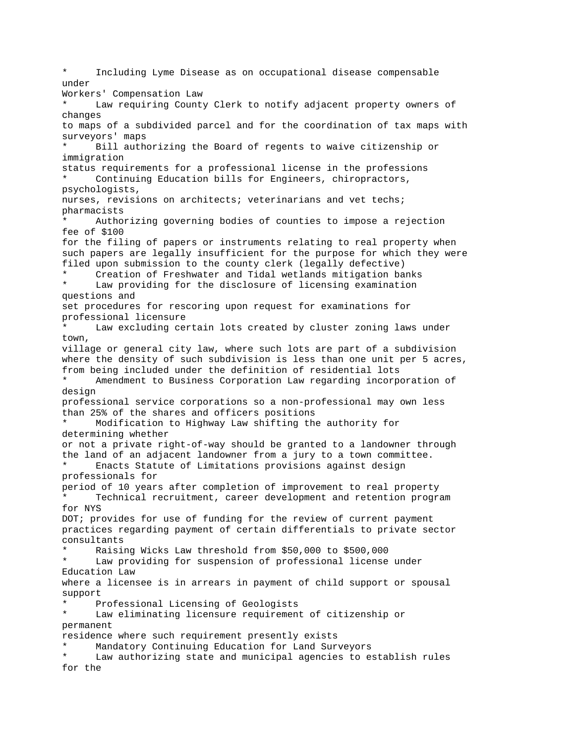* Including Lyme Disease as on occupational disease compensable under Workers' Compensation Law
* Law requiring County Clerk to notify adjacent property owners of changes to maps of a subdivided parcel and for the coordination of tax maps with surveyors' maps
* Bill authorizing the Board of regents to waive citizenship or immigration status requirements for a professional license in the professions
* Continuing Education bills for Engineers, chiropractors, psychologists, nurses, revisions on architects; veterinarians and vet techs; pharmacists
* Authorizing governing bodies of counties to impose a rejection fee of $100 for the filing of papers or instruments relating to real property when such papers are legally insufficient for the purpose for which they were filed upon submission to the county clerk (legally defective)
* Creation of Freshwater and Tidal wetlands mitigation banks
* Law providing for the disclosure of licensing examination questions and set procedures for rescoring upon request for examinations for professional licensure
* Law excluding certain lots created by cluster zoning laws under town, village or general city law, where such lots are part of a subdivision where the density of such subdivision is less than one unit per 5 acres, from being included under the definition of residential lots
* Amendment to Business Corporation Law regarding incorporation of design professional service corporations so a non-professional may own less than 25% of the shares and officers positions
* Modification to Highway Law shifting the authority for determining whether or not a private right-of-way should be granted to a landowner through the land of an adjacent landowner from a jury to a town committee.
* Enacts Statute of Limitations provisions against design professionals for period of 10 years after completion of improvement to real property
* Technical recruitment, career development and retention program for NYS DOT; provides for use of funding for the review of current payment practices regarding payment of certain differentials to private sector consultants
* Raising Wicks Law threshold from $50,000 to $500,000
* Law providing for suspension of professional license under Education Law where a licensee is in arrears in payment of child support or spousal support
* Professional Licensing of Geologists
* Law eliminating licensure requirement of citizenship or permanent residence where such requirement presently exists
* Mandatory Continuing Education for Land Surveyors
* Law authorizing state and municipal agencies to establish rules for the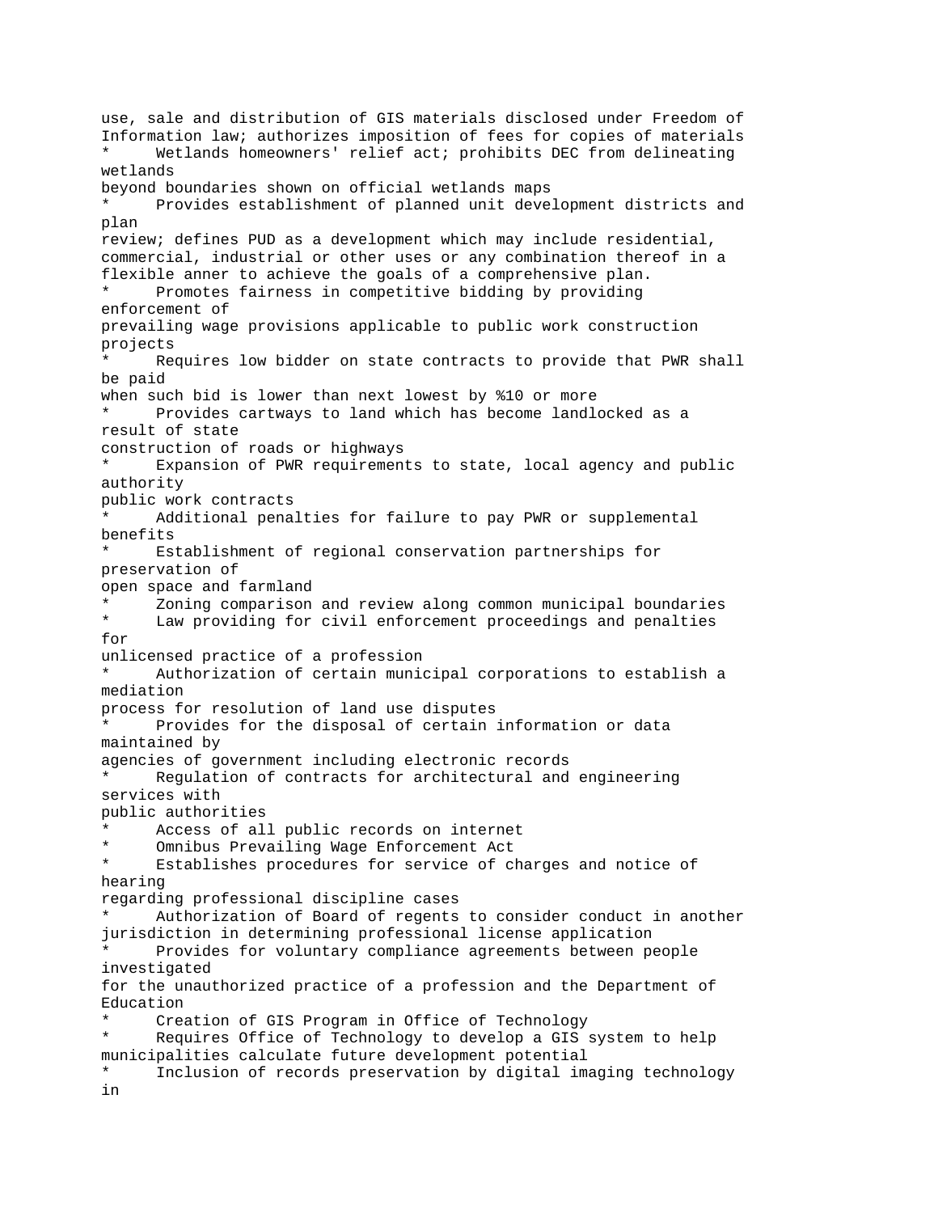use, sale and distribution of GIS materials disclosed under Freedom of Information law; authorizes imposition of fees for copies of materials

* Wetlands homeowners' relief act; prohibits DEC from delineating wetlands beyond boundaries shown on official wetlands maps
* Provides establishment of planned unit development districts and plan review; defines PUD as a development which may include residential, commercial, industrial or other uses or any combination thereof in a flexible anner to achieve the goals of a comprehensive plan.
* Promotes fairness in competitive bidding by providing enforcement of prevailing wage provisions applicable to public work construction projects
* Requires low bidder on state contracts to provide that PWR shall be paid when such bid is lower than next lowest by %10 or more
* Provides cartways to land which has become landlocked as a result of state construction of roads or highways
* Expansion of PWR requirements to state, local agency and public authority public work contracts
* Additional penalties for failure to pay PWR or supplemental benefits
* Establishment of regional conservation partnerships for preservation of open space and farmland
* Zoning comparison and review along common municipal boundaries
* Law providing for civil enforcement proceedings and penalties for unlicensed practice of a profession
* Authorization of certain municipal corporations to establish a mediation process for resolution of land use disputes
* Provides for the disposal of certain information or data maintained by agencies of government including electronic records
* Regulation of contracts for architectural and engineering services with public authorities
* Access of all public records on internet
* Omnibus Prevailing Wage Enforcement Act
* Establishes procedures for service of charges and notice of hearing regarding professional discipline cases
* Authorization of Board of regents to consider conduct in another jurisdiction in determining professional license application
* Provides for voluntary compliance agreements between people investigated for the unauthorized practice of a profession and the Department of Education
* Creation of GIS Program in Office of Technology
* Requires Office of Technology to develop a GIS system to help municipalities calculate future development potential
* Inclusion of records preservation by digital imaging technology in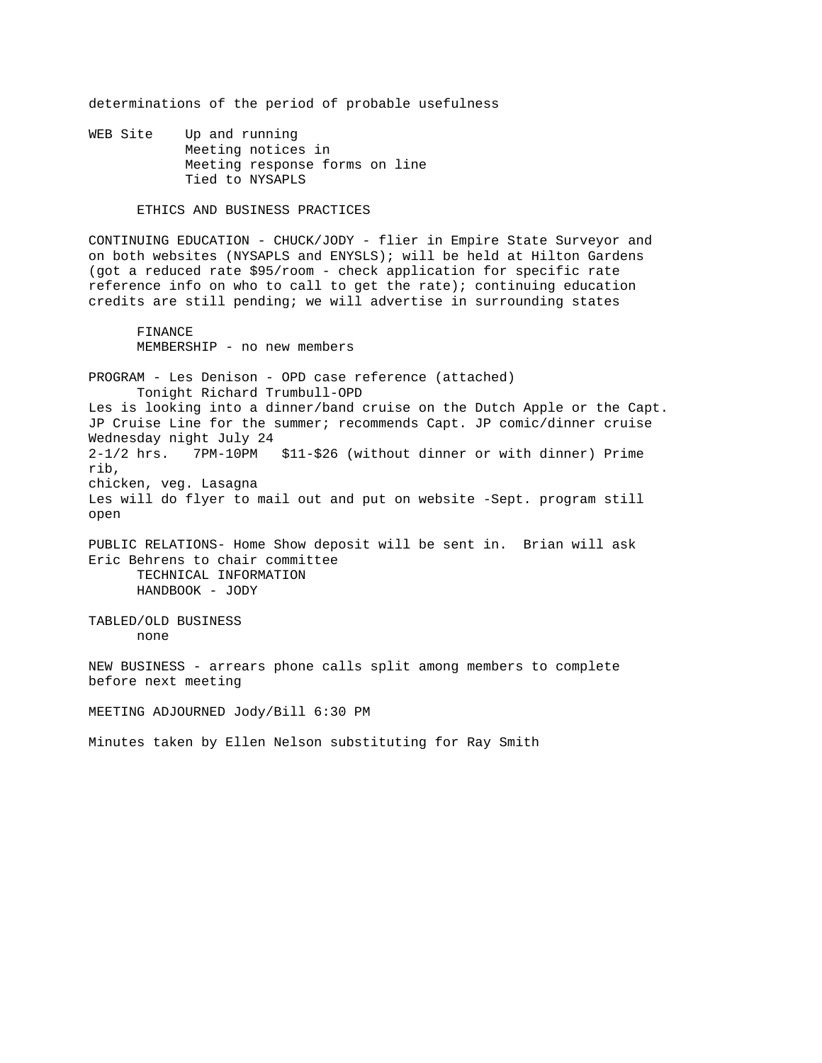determinations of the period of probable usefulness

WEB Site    Up and running
            Meeting notices in
            Meeting response forms on line
            Tied to NYSAPLS

ETHICS AND BUSINESS PRACTICES

CONTINUING EDUCATION - CHUCK/JODY - flier in Empire State Surveyor and on both websites (NYSAPLS and ENYSLS); will be held at Hilton Gardens (got a reduced rate $95/room - check application for specific rate reference info on who to call to get the rate); continuing education credits are still pending; we will advertise in surrounding states

FINANCE

MEMBERSHIP - no new members

PROGRAM - Les Denison - OPD case reference (attached)
Tonight Richard Trumbull-OPD
Les is looking into a dinner/band cruise on the Dutch Apple or the Capt. JP Cruise Line for the summer; recommends Capt. JP comic/dinner cruise Wednesday night July 24
2-1/2 hrs.   7PM-10PM   $11-$26 (without dinner or with dinner) Prime rib,
chicken, veg. Lasagna
Les will do flyer to mail out and put on website -Sept. program still open

PUBLIC RELATIONS- Home Show deposit will be sent in.  Brian will ask Eric Behrens to chair committee

TECHNICAL INFORMATION

HANDBOOK - JODY

TABLED/OLD BUSINESS
none

NEW BUSINESS - arrears phone calls split among members to complete before next meeting

MEETING ADJOURNED Jody/Bill 6:30 PM

Minutes taken by Ellen Nelson substituting for Ray Smith